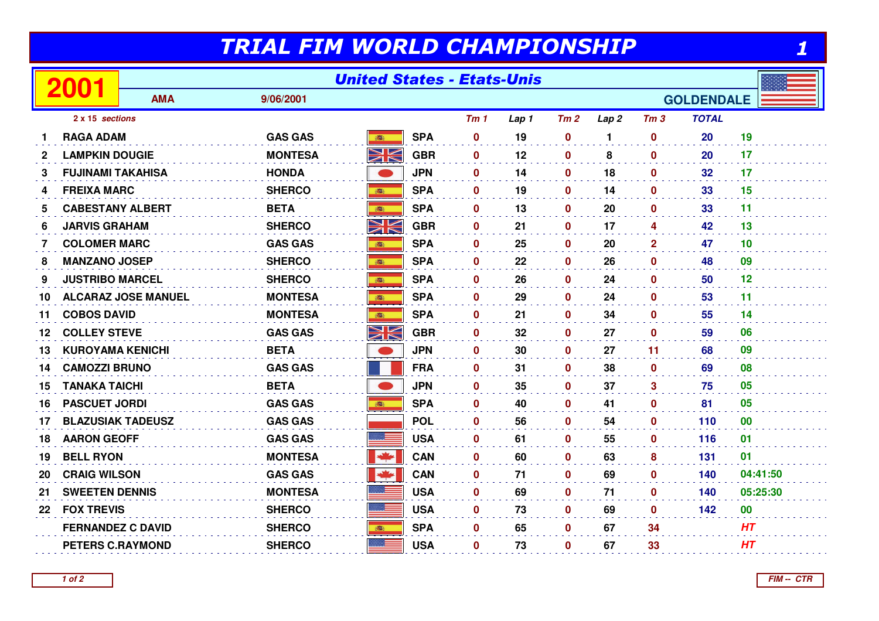# TRIAL FIM WORLD CHAMPIONSHIP

## 2001 — United States - Etats-Unis

**AMA** 9/06/2001 **GOLDENDALE**

*2 x 15 sections*

| | | | | Tm 1 | Lap 1 | Tm 2 | Lap 2 | Tm 3 | TOTAL | |
|---|---|---|---|---|---|---|---|---|---|---|
| 1 | RAGA ADAM | GAS GAS | SPA | 0 | 19 | 0 | 1 | 0 | 20 | 19 |
| 2 | LAMPKIN DOUGIE | MONTESA | GBR | 0 | 12 | 0 | 8 | 0 | 20 | 17 |
| 3 | FUJINAMI TAKAHISA | HONDA | JPN | 0 | 14 | 0 | 18 | 0 | 32 | 17 |
| 4 | FREIXA MARC | SHERCO | SPA | 0 | 19 | 0 | 14 | 0 | 33 | 15 |
| 5 | CABESTANY ALBERT | BETA | SPA | 0 | 13 | 0 | 20 | 0 | 33 | 11 |
| 6 | JARVIS GRAHAM | SHERCO | GBR | 0 | 21 | 0 | 17 | 4 | 42 | 13 |
| 7 | COLOMER MARC | GAS GAS | SPA | 0 | 25 | 0 | 20 | 2 | 47 | 10 |
| 8 | MANZANO JOSEP | SHERCO | SPA | 0 | 22 | 0 | 26 | 0 | 48 | 09 |
| 9 | JUSTRIBO MARCEL | SHERCO | SPA | 0 | 26 | 0 | 24 | 0 | 50 | 12 |
| 10 | ALCARAZ JOSE MANUEL | MONTESA | SPA | 0 | 29 | 0 | 24 | 0 | 53 | 11 |
| 11 | COBOS DAVID | MONTESA | SPA | 0 | 21 | 0 | 34 | 0 | 55 | 14 |
| 12 | COLLEY STEVE | GAS GAS | GBR | 0 | 32 | 0 | 27 | 0 | 59 | 06 |
| 13 | KUROYAMA KENICHI | BETA | JPN | 0 | 30 | 0 | 27 | 11 | 68 | 09 |
| 14 | CAMOZZI BRUNO | GAS GAS | FRA | 0 | 31 | 0 | 38 | 0 | 69 | 08 |
| 15 | TANAKA TAICHI | BETA | JPN | 0 | 35 | 0 | 37 | 3 | 75 | 05 |
| 16 | PASCUET JORDI | GAS GAS | SPA | 0 | 40 | 0 | 41 | 0 | 81 | 05 |
| 17 | BLAZUSIAK TADEUSZ | GAS GAS | POL | 0 | 56 | 0 | 54 | 0 | 110 | 00 |
| 18 | AARON GEOFF | GAS GAS | USA | 0 | 61 | 0 | 55 | 0 | 116 | 01 |
| 19 | BELL RYON | MONTESA | CAN | 0 | 60 | 0 | 63 | 8 | 131 | 01 |
| 20 | CRAIG WILSON | GAS GAS | CAN | 0 | 71 | 0 | 69 | 0 | 140 | 04:41:50 |
| 21 | SWEETEN DENNIS | MONTESA | USA | 0 | 69 | 0 | 71 | 0 | 140 | 05:25:30 |
| 22 | FOX TREVIS | SHERCO | USA | 0 | 73 | 0 | 69 | 0 | 142 | 00 |
| | FERNANDEZ C DAVID | SHERCO | SPA | 0 | 65 | 0 | 67 | 34 | | HT |
| | PETERS C.RAYMOND | SHERCO | USA | 0 | 73 | 0 | 67 | 33 | | HT |

FIM -- CTR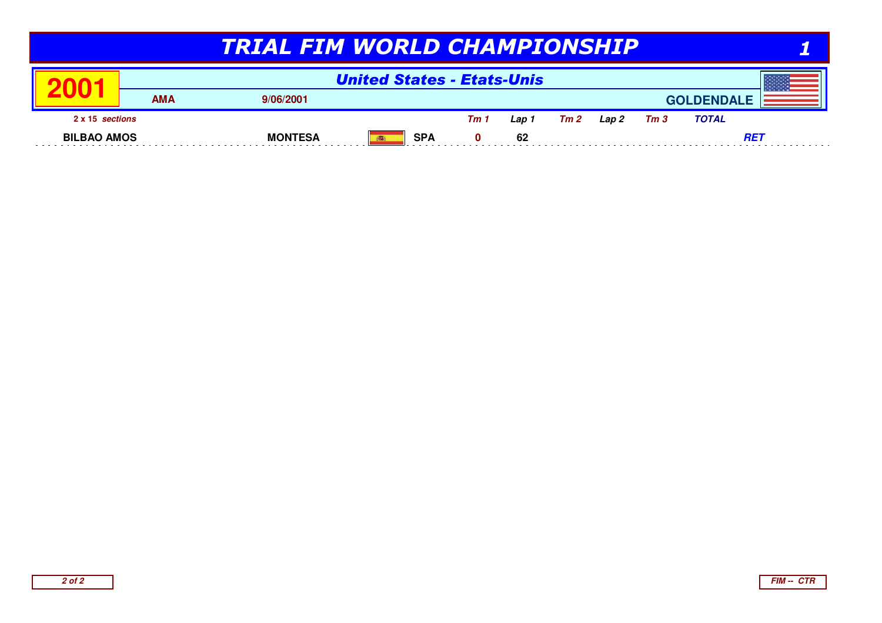# TRIAL FIM WORLD CHAMPIONSHIP

**2001** — *United States - Etats-Unis*

**AMA** — **9/06/2001** — **GOLDENDALE**

| 2 x 15 *sections* | | | | Tm 1 | Lap 1 | Tm 2 | Lap 2 | Tm 3 | TOTAL | |
|---|---|---|---|---|---|---|---|---|---|---|
| BILBAO AMOS | MONTESA | | SPA | 0 | 62 | | | | | RET |